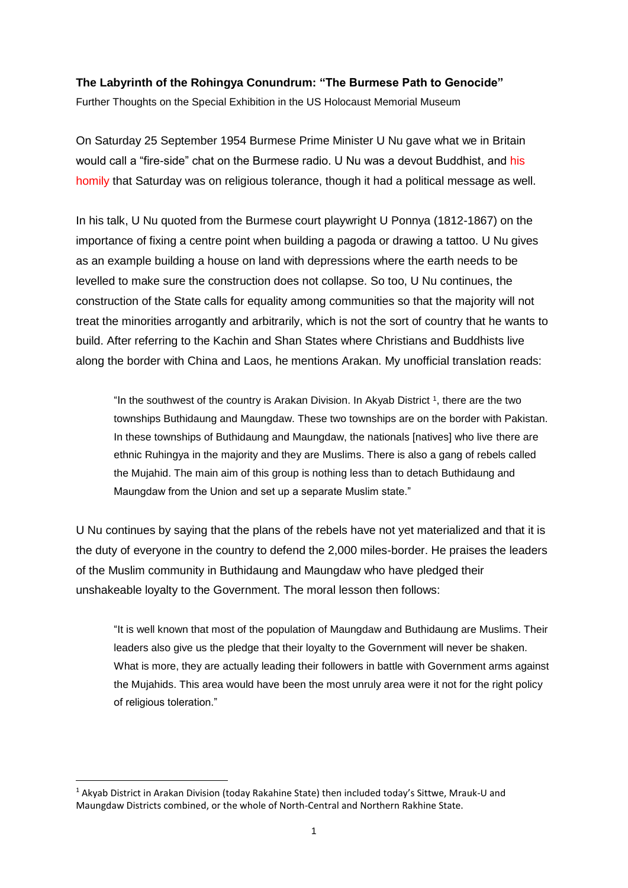**The Labyrinth of the Rohingya Conundrum: "The Burmese Path to Genocide"**

Further Thoughts on the Special Exhibition in the US Holocaust Memorial Museum

On Saturday 25 September 1954 Burmese Prime Minister U Nu gave what we in Britain would call a "fire-side" chat on the Burmese radio. U Nu was a devout Buddhist, and his homily that Saturday was on religious tolerance, though it had a political message as well.

In his talk, U Nu quoted from the Burmese court playwright U Ponnya (1812-1867) on the importance of fixing a centre point when building a pagoda or drawing a tattoo. U Nu gives as an example building a house on land with depressions where the earth needs to be levelled to make sure the construction does not collapse. So too, U Nu continues, the construction of the State calls for equality among communities so that the majority will not treat the minorities arrogantly and arbitrarily, which is not the sort of country that he wants to build. After referring to the Kachin and Shan States where Christians and Buddhists live along the border with China and Laos, he mentions Arakan. My unofficial translation reads:

> "In the southwest of the country is Arakan Division. In Akyab District [1], there are the two townships Buthidaung and Maungdaw. These two townships are on the border with Pakistan. In these townships of Buthidaung and Maungdaw, the nationals [natives] who live there are ethnic Ruhingya in the majority and they are Muslims. There is also a gang of rebels called the Mujahid. The main aim of this group is nothing less than to detach Buthidaung and Maungdaw from the Union and set up a separate Muslim state."

U Nu continues by saying that the plans of the rebels have not yet materialized and that it is the duty of everyone in the country to defend the 2,000 miles-border. He praises the leaders of the Muslim community in Buthidaung and Maungdaw who have pledged their unshakeable loyalty to the Government. The moral lesson then follows:

> "It is well known that most of the population of Maungdaw and Buthidaung are Muslims. Their leaders also give us the pledge that their loyalty to the Government will never be shaken. What is more, they are actually leading their followers in battle with Government arms against the Mujahids. This area would have been the most unruly area were it not for the right policy of religious toleration."

[1] Akyab District in Arakan Division (today Rakahine State) then included today's Sittwe, Mrauk-U and Maungdaw Districts combined, or the whole of North-Central and Northern Rakhine State.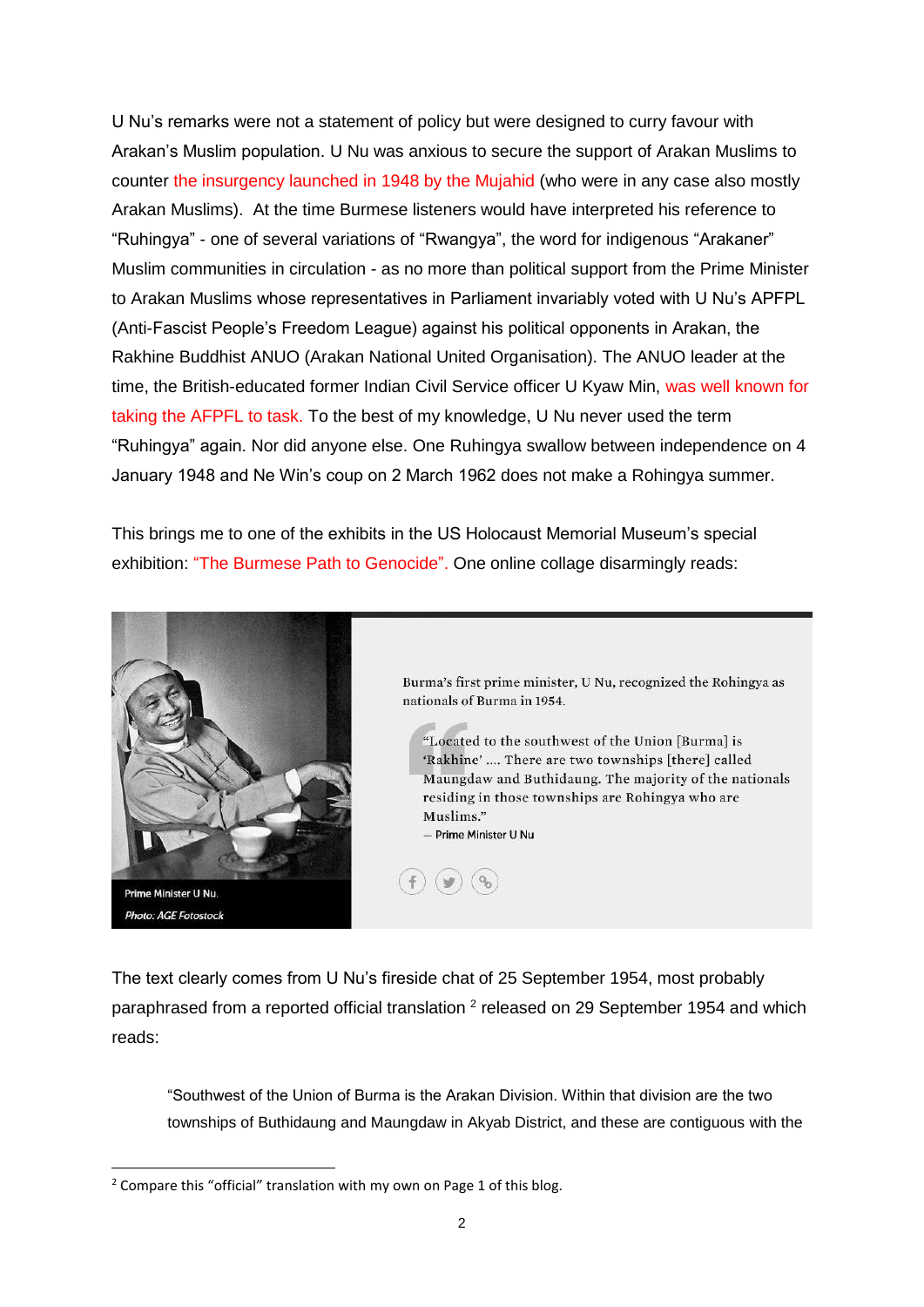U Nu's remarks were not a statement of policy but were designed to curry favour with Arakan's Muslim population. U Nu was anxious to secure the support of Arakan Muslims to counter the insurgency launched in 1948 by the Mujahid (who were in any case also mostly Arakan Muslims). At the time Burmese listeners would have interpreted his reference to "Ruhingya" - one of several variations of "Rwangya", the word for indigenous "Arakaner" Muslim communities in circulation - as no more than political support from the Prime Minister to Arakan Muslims whose representatives in Parliament invariably voted with U Nu's APFPL (Anti-Fascist People's Freedom League) against his political opponents in Arakan, the Rakhine Buddhist ANUO (Arakan National United Organisation). The ANUO leader at the time, the British-educated former Indian Civil Service officer U Kyaw Min, was well known for taking the AFPFL to task. To the best of my knowledge, U Nu never used the term "Ruhingya" again. Nor did anyone else. One Ruhingya swallow between independence on 4 January 1948 and Ne Win's coup on 2 March 1962 does not make a Rohingya summer.

This brings me to one of the exhibits in the US Holocaust Memorial Museum's special exhibition: "The Burmese Path to Genocide". One online collage disarmingly reads:

> Burma's first prime minister, U Nu, recognized the Rohingya as nationals of Burma in 1954.
>
> "Located to the southwest of the Union [Burma] is 'Rakhine' .... There are two townships [there] called Maungdaw and Buthidaung. The majority of the nationals residing in those townships are Rohingya who are Muslims."
>
> — Prime Minister U Nu
>
> Prime Minister U Nu.
> *Photo: AGE Fotostock*

The text clearly comes from U Nu's fireside chat of 25 September 1954, most probably paraphrased from a reported official translation [2] released on 29 September 1954 and which reads:

> "Southwest of the Union of Burma is the Arakan Division. Within that division are the two townships of Buthidaung and Maungdaw in Akyab District, and these are contiguous with the

[2] Compare this "official" translation with my own on Page 1 of this blog.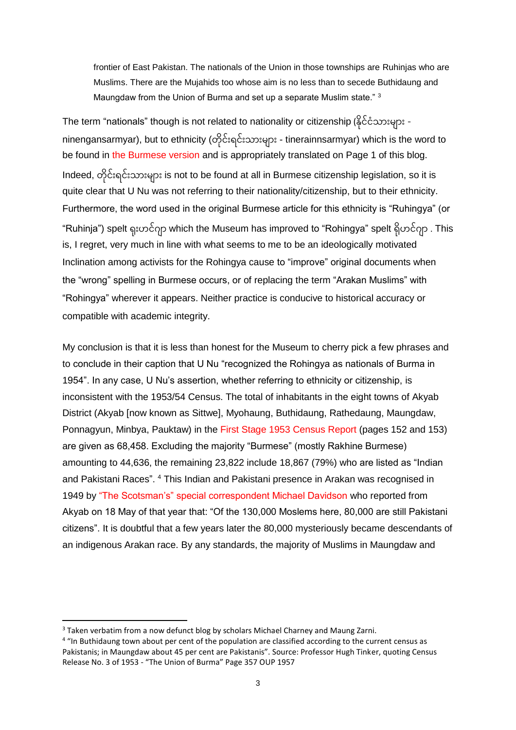> frontier of East Pakistan. The nationals of the Union in those townships are Ruhinjas who are Muslims. There are the Mujahids too whose aim is no less than to secede Buthidaung and Maungdaw from the Union of Burma and set up a separate Muslim state." [3]

The term "nationals" though is not related to nationality or citizenship (နိုင်ငံသားများ - ninengansarmyar), but to ethnicity (တိုင်းရင်းသားများ - tinerainnsarmyar) which is the word to be found in the Burmese version and is appropriately translated on Page 1 of this blog. Indeed, တိုင်းရင်းသားများ is not to be found at all in Burmese citizenship legislation, so it is quite clear that U Nu was not referring to their nationality/citizenship, but to their ethnicity. Furthermore, the word used in the original Burmese article for this ethnicity is "Ruhingya" (or "Ruhinja") spelt ရူးဟင်ဂျာ which the Museum has improved to "Rohingya" spelt ရိုဟင်ဂျာ . This is, I regret, very much in line with what seems to me to be an ideologically motivated Inclination among activists for the Rohingya cause to "improve" original documents when the "wrong" spelling in Burmese occurs, or of replacing the term "Arakan Muslims" with "Rohingya" wherever it appears. Neither practice is conducive to historical accuracy or compatible with academic integrity.

My conclusion is that it is less than honest for the Museum to cherry pick a few phrases and to conclude in their caption that U Nu "recognized the Rohingya as nationals of Burma in 1954". In any case, U Nu's assertion, whether referring to ethnicity or citizenship, is inconsistent with the 1953/54 Census. The total of inhabitants in the eight towns of Akyab District (Akyab [now known as Sittwe], Myohaung, Buthidaung, Rathedaung, Maungdaw, Ponnagyun, Minbya, Pauktaw) in the First Stage 1953 Census Report (pages 152 and 153) are given as 68,458. Excluding the majority "Burmese" (mostly Rakhine Burmese) amounting to 44,636, the remaining 23,822 include 18,867 (79%) who are listed as "Indian and Pakistani Races". [4] This Indian and Pakistani presence in Arakan was recognised in 1949 by "The Scotsman's" special correspondent Michael Davidson who reported from Akyab on 18 May of that year that: "Of the 130,000 Moslems here, 80,000 are still Pakistani citizens". It is doubtful that a few years later the 80,000 mysteriously became descendants of an indigenous Arakan race. By any standards, the majority of Muslims in Maungdaw and

---

[3] Taken verbatim from a now defunct blog by scholars Michael Charney and Maung Zarni.

[4] "In Buthidaung town about per cent of the population are classified according to the current census as Pakistanis; in Maungdaw about 45 per cent are Pakistanis". Source: Professor Hugh Tinker, quoting Census Release No. 3 of 1953 - "The Union of Burma" Page 357 OUP 1957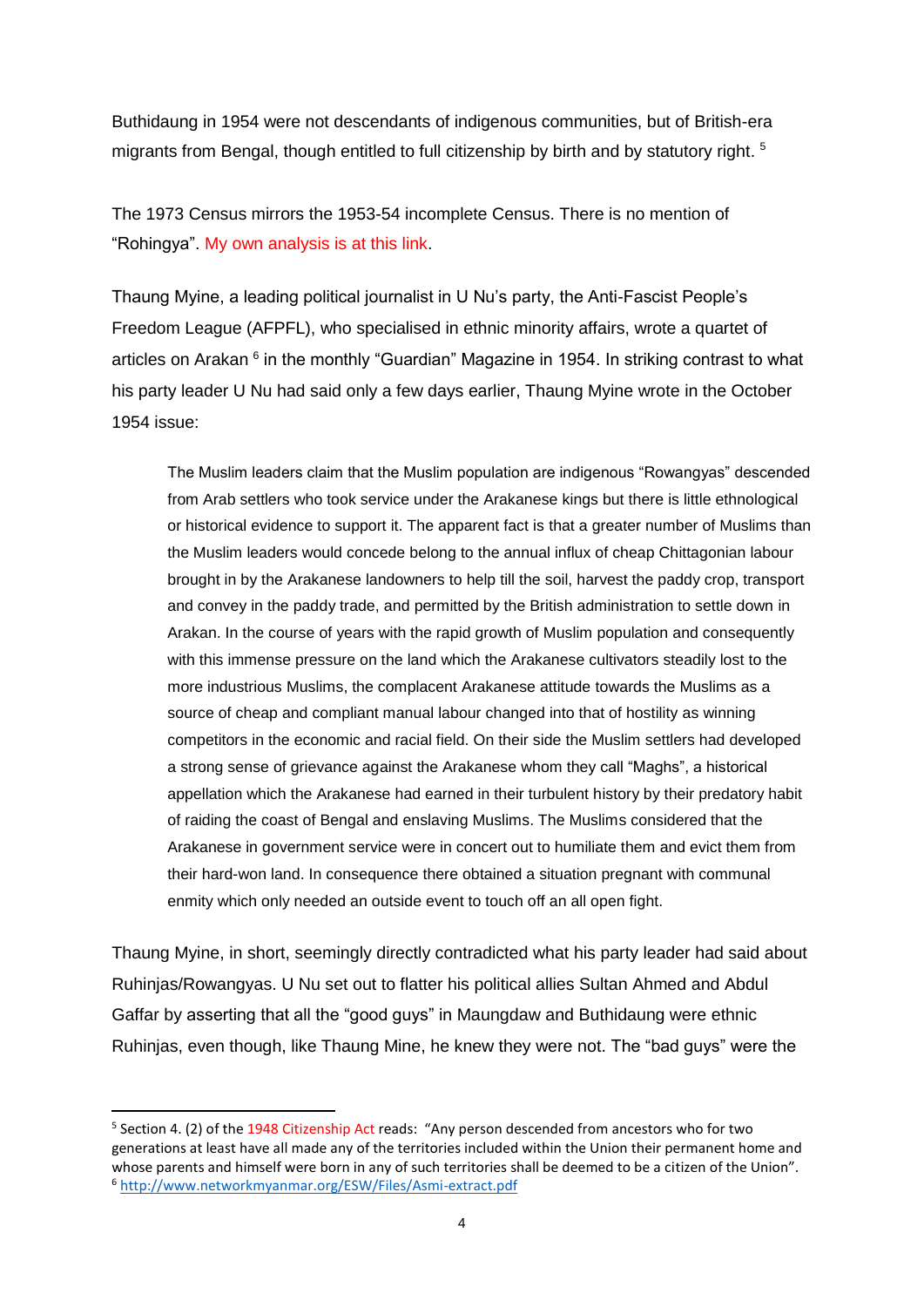Buthidaung in 1954 were not descendants of indigenous communities, but of British-era migrants from Bengal, though entitled to full citizenship by birth and by statutory right. [5]

The 1973 Census mirrors the 1953-54 incomplete Census. There is no mention of "Rohingya". My own analysis is at this link.

Thaung Myine, a leading political journalist in U Nu's party, the Anti-Fascist People's Freedom League (AFPFL), who specialised in ethnic minority affairs, wrote a quartet of articles on Arakan [6] in the monthly "Guardian" Magazine in 1954. In striking contrast to what his party leader U Nu had said only a few days earlier, Thaung Myine wrote in the October 1954 issue:

> The Muslim leaders claim that the Muslim population are indigenous "Rowangyas" descended from Arab settlers who took service under the Arakanese kings but there is little ethnological or historical evidence to support it. The apparent fact is that a greater number of Muslims than the Muslim leaders would concede belong to the annual influx of cheap Chittagonian labour brought in by the Arakanese landowners to help till the soil, harvest the paddy crop, transport and convey in the paddy trade, and permitted by the British administration to settle down in Arakan. In the course of years with the rapid growth of Muslim population and consequently with this immense pressure on the land which the Arakanese cultivators steadily lost to the more industrious Muslims, the complacent Arakanese attitude towards the Muslims as a source of cheap and compliant manual labour changed into that of hostility as winning competitors in the economic and racial field. On their side the Muslim settlers had developed a strong sense of grievance against the Arakanese whom they call "Maghs", a historical appellation which the Arakanese had earned in their turbulent history by their predatory habit of raiding the coast of Bengal and enslaving Muslims. The Muslims considered that the Arakanese in government service were in concert out to humiliate them and evict them from their hard-won land. In consequence there obtained a situation pregnant with communal enmity which only needed an outside event to touch off an all open fight.

Thaung Myine, in short, seemingly directly contradicted what his party leader had said about Ruhinjas/Rowangyas. U Nu set out to flatter his political allies Sultan Ahmed and Abdul Gaffar by asserting that all the "good guys" in Maungdaw and Buthidaung were ethnic Ruhinjas, even though, like Thaung Mine, he knew they were not. The "bad guys" were the

---

[5] Section 4. (2) of the 1948 Citizenship Act reads: "Any person descended from ancestors who for two generations at least have all made any of the territories included within the Union their permanent home and whose parents and himself were born in any of such territories shall be deemed to be a citizen of the Union".

[6] http://www.networkmyanmar.org/ESW/Files/Asmi-extract.pdf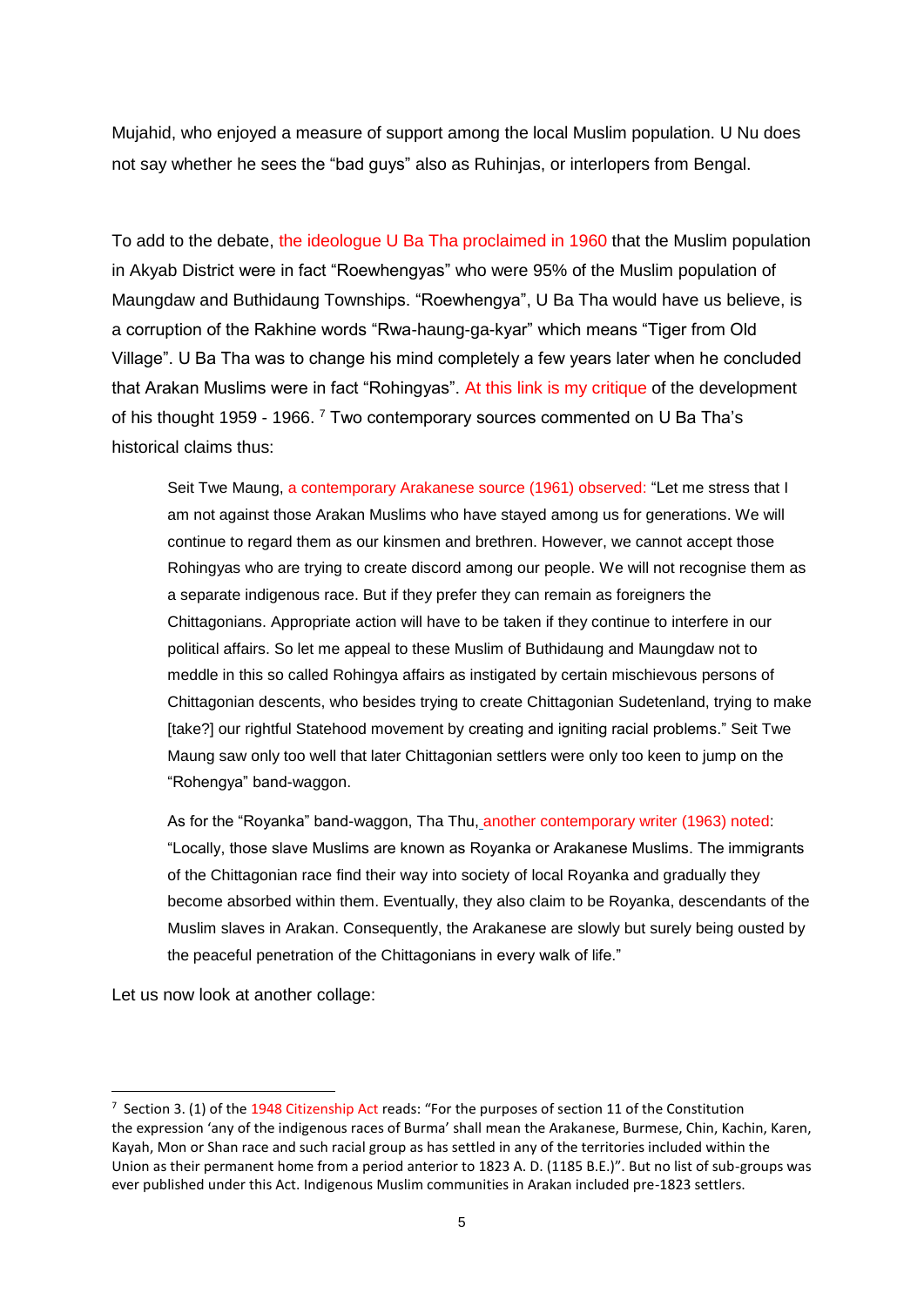Mujahid, who enjoyed a measure of support among the local Muslim population. U Nu does not say whether he sees the "bad guys" also as Ruhinjas, or interlopers from Bengal.

To add to the debate, the ideologue U Ba Tha proclaimed in 1960 that the Muslim population in Akyab District were in fact "Roewhengyas" who were 95% of the Muslim population of Maungdaw and Buthidaung Townships. "Roewhengya", U Ba Tha would have us believe, is a corruption of the Rakhine words "Rwa-haung-ga-kyar" which means "Tiger from Old Village". U Ba Tha was to change his mind completely a few years later when he concluded that Arakan Muslims were in fact "Rohingyas". At this link is my critique of the development of his thought 1959 - 1966.[7] Two contemporary sources commented on U Ba Tha's historical claims thus:

> Seit Twe Maung, a contemporary Arakanese source (1961) observed: "Let me stress that I am not against those Arakan Muslims who have stayed among us for generations. We will continue to regard them as our kinsmen and brethren. However, we cannot accept those Rohingyas who are trying to create discord among our people. We will not recognise them as a separate indigenous race. But if they prefer they can remain as foreigners the Chittagonians. Appropriate action will have to be taken if they continue to interfere in our political affairs. So let me appeal to these Muslim of Buthidaung and Maungdaw not to meddle in this so called Rohingya affairs as instigated by certain mischievous persons of Chittagonian descents, who besides trying to create Chittagonian Sudetenland, trying to make [take?] our rightful Statehood movement by creating and igniting racial problems." Seit Twe Maung saw only too well that later Chittagonian settlers were only too keen to jump on the "Rohengya" band-waggon.
>
> As for the "Royanka" band-waggon, Tha Thu, another contemporary writer (1963) noted: "Locally, those slave Muslims are known as Royanka or Arakanese Muslims. The immigrants of the Chittagonian race find their way into society of local Royanka and gradually they become absorbed within them. Eventually, they also claim to be Royanka, descendants of the Muslim slaves in Arakan. Consequently, the Arakanese are slowly but surely being ousted by the peaceful penetration of the Chittagonians in every walk of life."

Let us now look at another collage:

---

[7] Section 3. (1) of the 1948 Citizenship Act reads: "For the purposes of section 11 of the Constitution the expression 'any of the indigenous races of Burma' shall mean the Arakanese, Burmese, Chin, Kachin, Karen, Kayah, Mon or Shan race and such racial group as has settled in any of the territories included within the Union as their permanent home from a period anterior to 1823 A. D. (1185 B.E.)". But no list of sub-groups was ever published under this Act. Indigenous Muslim communities in Arakan included pre-1823 settlers.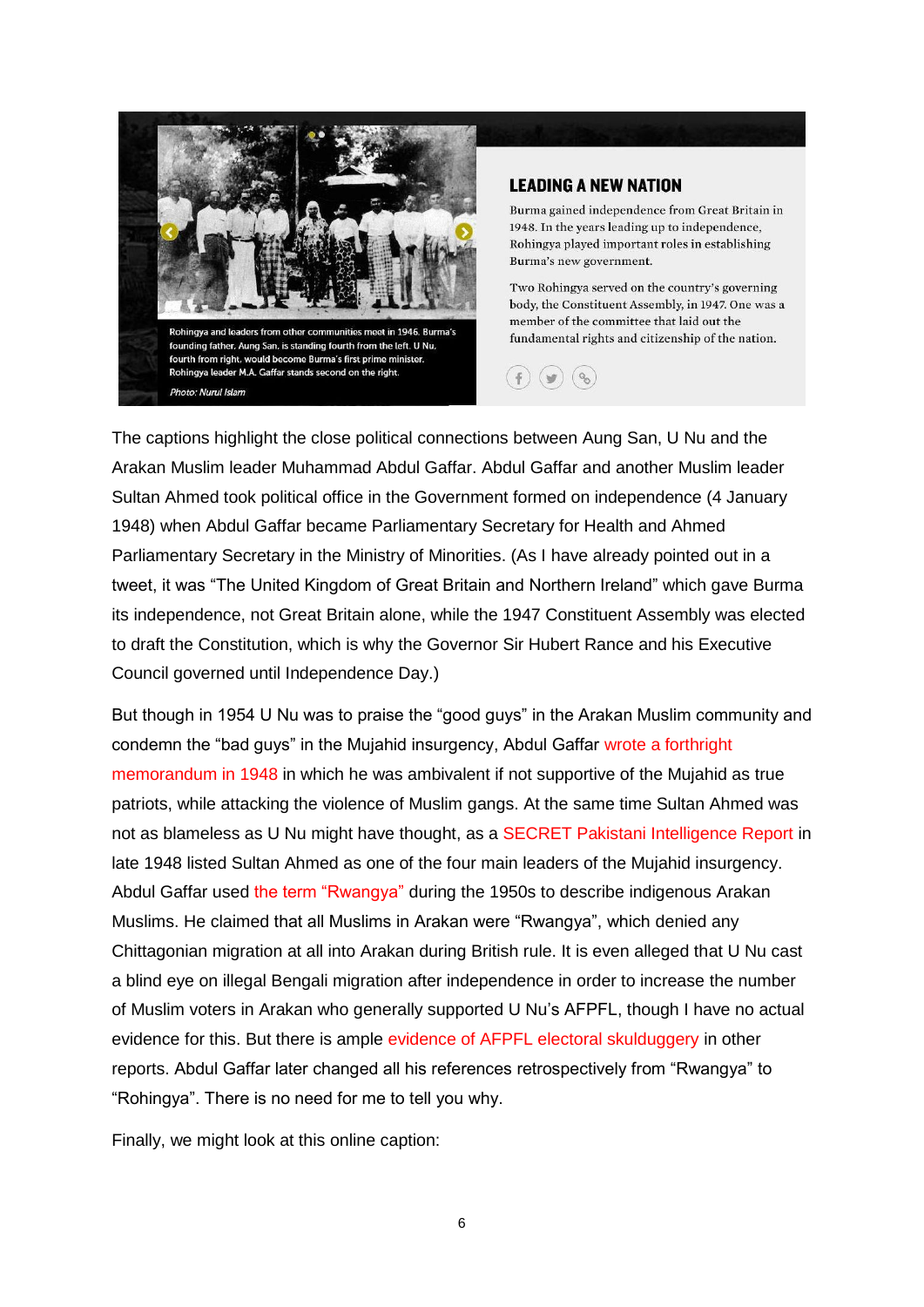Rohingya and leaders from other communities meet in 1946. Burma's founding father, Aung San, is standing fourth from the left. U Nu, fourth from right, would become Burma's first prime minister. Rohingya leader M.A. Gaffar stands second on the right.

*Photo: Nurul Islam*

## LEADING A NEW NATION

Burma gained independence from Great Britain in 1948. In the years leading up to independence, Rohingya played important roles in establishing Burma's new government.

Two Rohingya served on the country's governing body, the Constituent Assembly, in 1947. One was a member of the committee that laid out the fundamental rights and citizenship of the nation.

The captions highlight the close political connections between Aung San, U Nu and the Arakan Muslim leader Muhammad Abdul Gaffar. Abdul Gaffar and another Muslim leader Sultan Ahmed took political office in the Government formed on independence (4 January 1948) when Abdul Gaffar became Parliamentary Secretary for Health and Ahmed Parliamentary Secretary in the Ministry of Minorities. (As I have already pointed out in a tweet, it was "The United Kingdom of Great Britain and Northern Ireland" which gave Burma its independence, not Great Britain alone, while the 1947 Constituent Assembly was elected to draft the Constitution, which is why the Governor Sir Hubert Rance and his Executive Council governed until Independence Day.)

But though in 1954 U Nu was to praise the "good guys" in the Arakan Muslim community and condemn the "bad guys" in the Mujahid insurgency, Abdul Gaffar wrote a forthright memorandum in 1948 in which he was ambivalent if not supportive of the Mujahid as true patriots, while attacking the violence of Muslim gangs. At the same time Sultan Ahmed was not as blameless as U Nu might have thought, as a SECRET Pakistani Intelligence Report in late 1948 listed Sultan Ahmed as one of the four main leaders of the Mujahid insurgency. Abdul Gaffar used the term "Rwangya" during the 1950s to describe indigenous Arakan Muslims. He claimed that all Muslims in Arakan were "Rwangya", which denied any Chittagonian migration at all into Arakan during British rule. It is even alleged that U Nu cast a blind eye on illegal Bengali migration after independence in order to increase the number of Muslim voters in Arakan who generally supported U Nu's AFPFL, though I have no actual evidence for this. But there is ample evidence of AFPFL electoral skulduggery in other reports. Abdul Gaffar later changed all his references retrospectively from "Rwangya" to "Rohingya". There is no need for me to tell you why.

Finally, we might look at this online caption: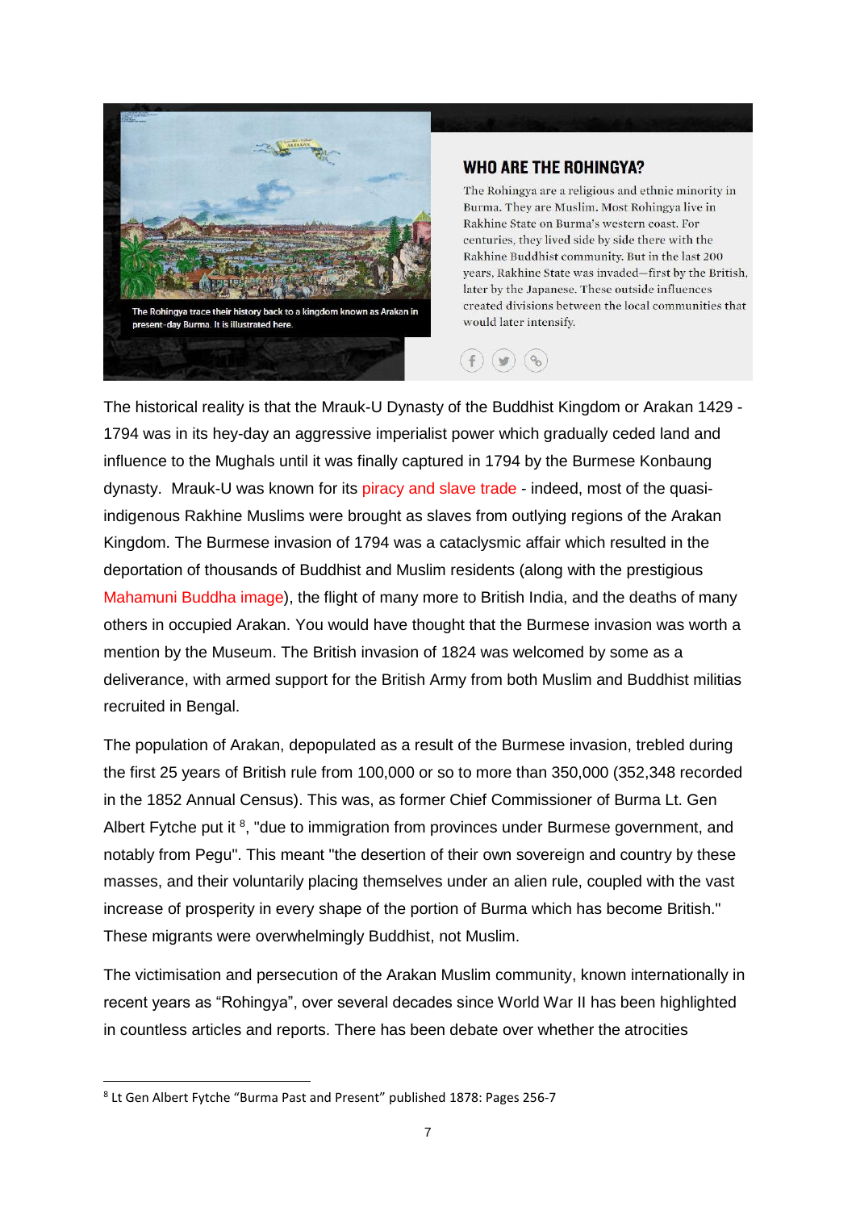The Rohingya trace their history back to a kingdom known as Arakan in present-day Burma. It is illustrated here.

### WHO ARE THE ROHINGYA?

The Rohingya are a religious and ethnic minority in Burma. They are Muslim. Most Rohingya live in Rakhine State on Burma's western coast. For centuries, they lived side by side there with the Rakhine Buddhist community. But in the last 200 years, Rakhine State was invaded—first by the British, later by the Japanese. These outside influences created divisions between the local communities that would later intensify.

The historical reality is that the Mrauk-U Dynasty of the Buddhist Kingdom or Arakan 1429 - 1794 was in its hey-day an aggressive imperialist power which gradually ceded land and influence to the Mughals until it was finally captured in 1794 by the Burmese Konbaung dynasty. Mrauk-U was known for its piracy and slave trade - indeed, most of the quasi-indigenous Rakhine Muslims were brought as slaves from outlying regions of the Arakan Kingdom. The Burmese invasion of 1794 was a cataclysmic affair which resulted in the deportation of thousands of Buddhist and Muslim residents (along with the prestigious Mahamuni Buddha image), the flight of many more to British India, and the deaths of many others in occupied Arakan. You would have thought that the Burmese invasion was worth a mention by the Museum. The British invasion of 1824 was welcomed by some as a deliverance, with armed support for the British Army from both Muslim and Buddhist militias recruited in Bengal.

The population of Arakan, depopulated as a result of the Burmese invasion, trebled during the first 25 years of British rule from 100,000 or so to more than 350,000 (352,348 recorded in the 1852 Annual Census). This was, as former Chief Commissioner of Burma Lt. Gen Albert Fytche put it [8], "due to immigration from provinces under Burmese government, and notably from Pegu". This meant "the desertion of their own sovereign and country by these masses, and their voluntarily placing themselves under an alien rule, coupled with the vast increase of prosperity in every shape of the portion of Burma which has become British." These migrants were overwhelmingly Buddhist, not Muslim.

The victimisation and persecution of the Arakan Muslim community, known internationally in recent years as "Rohingya", over several decades since World War II has been highlighted in countless articles and reports. There has been debate over whether the atrocities

[8] Lt Gen Albert Fytche "Burma Past and Present" published 1878: Pages 256-7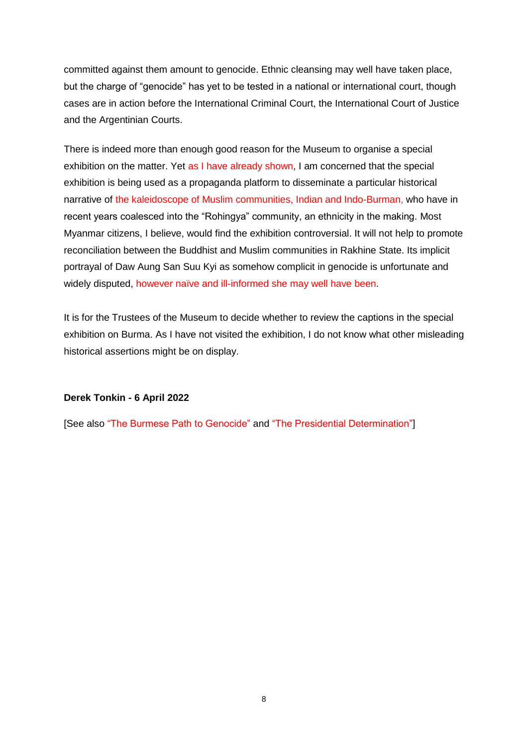committed against them amount to genocide. Ethnic cleansing may well have taken place, but the charge of "genocide" has yet to be tested in a national or international court, though cases are in action before the International Criminal Court, the International Court of Justice and the Argentinian Courts.

There is indeed more than enough good reason for the Museum to organise a special exhibition on the matter. Yet as I have already shown, I am concerned that the special exhibition is being used as a propaganda platform to disseminate a particular historical narrative of the kaleidoscope of Muslim communities, Indian and Indo-Burman, who have in recent years coalesced into the "Rohingya" community, an ethnicity in the making. Most Myanmar citizens, I believe, would find the exhibition controversial. It will not help to promote reconciliation between the Buddhist and Muslim communities in Rakhine State. Its implicit portrayal of Daw Aung San Suu Kyi as somehow complicit in genocide is unfortunate and widely disputed, however naïve and ill-informed she may well have been.

It is for the Trustees of the Museum to decide whether to review the captions in the special exhibition on Burma. As I have not visited the exhibition, I do not know what other misleading historical assertions might be on display.

**Derek Tonkin - 6 April 2022**

[See also "The Burmese Path to Genocide" and "The Presidential Determination"]